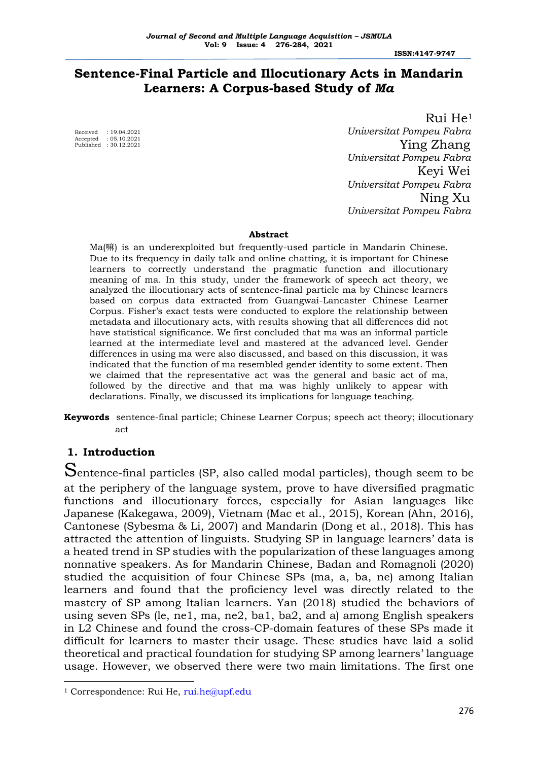# Sentence-Final Particle and Illocutionary Acts in Mandarin Learners: A Corpus-based Study of *Ma*

Received : 19.04.2021
Accepted : 05.10.2021
Published : 30.12.2021

Rui He[1]
*Universitat Pompeu Fabra*
Ying Zhang
*Universitat Pompeu Fabra*
Keyi Wei
*Universitat Pompeu Fabra*
Ning Xu
*Universitat Pompeu Fabra*

**Abstract**

Ma(嘛) is an underexploited but frequently-used particle in Mandarin Chinese. Due to its frequency in daily talk and online chatting, it is important for Chinese learners to correctly understand the pragmatic function and illocutionary meaning of ma. In this study, under the framework of speech act theory, we analyzed the illocutionary acts of sentence-final particle ma by Chinese learners based on corpus data extracted from Guangwai-Lancaster Chinese Learner Corpus. Fisher's exact tests were conducted to explore the relationship between metadata and illocutionary acts, with results showing that all differences did not have statistical significance. We first concluded that ma was an informal particle learned at the intermediate level and mastered at the advanced level. Gender differences in using ma were also discussed, and based on this discussion, it was indicated that the function of ma resembled gender identity to some extent. Then we claimed that the representative act was the general and basic act of ma, followed by the directive and that ma was highly unlikely to appear with declarations. Finally, we discussed its implications for language teaching.

**Keywords** sentence-final particle; Chinese Learner Corpus; speech act theory; illocutionary act

## 1. Introduction

Sentence-final particles (SP, also called modal particles), though seem to be at the periphery of the language system, prove to have diversified pragmatic functions and illocutionary forces, especially for Asian languages like Japanese (Kakegawa, 2009), Vietnam (Mac et al., 2015), Korean (Ahn, 2016), Cantonese (Sybesma & Li, 2007) and Mandarin (Dong et al., 2018). This has attracted the attention of linguists. Studying SP in language learners' data is a heated trend in SP studies with the popularization of these languages among nonnative speakers. As for Mandarin Chinese, Badan and Romagnoli (2020) studied the acquisition of four Chinese SPs (ma, a, ba, ne) among Italian learners and found that the proficiency level was directly related to the mastery of SP among Italian learners. Yan (2018) studied the behaviors of using seven SPs (le, ne1, ma, ne2, ba1, ba2, and a) among English speakers in L2 Chinese and found the cross-CP-domain features of these SPs made it difficult for learners to master their usage. These studies have laid a solid theoretical and practical foundation for studying SP among learners' language usage. However, we observed there were two main limitations. The first one

[1] Correspondence: Rui He, rui.he@upf.edu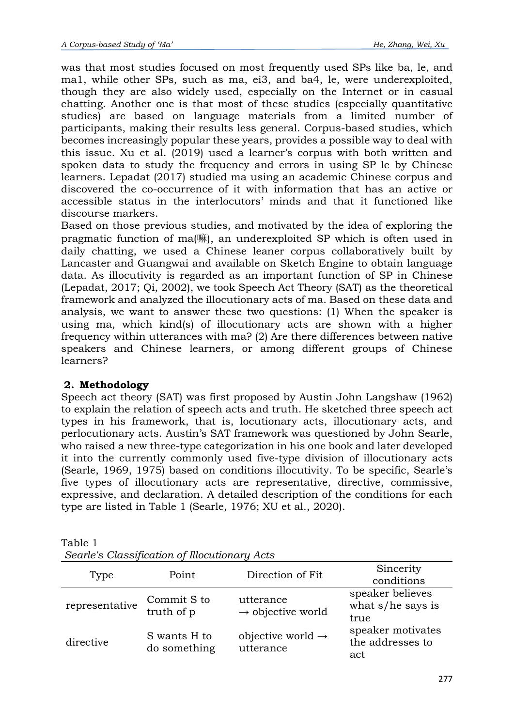was that most studies focused on most frequently used SPs like ba, le, and ma1, while other SPs, such as ma, ei3, and ba4, le, were underexploited, though they are also widely used, especially on the Internet or in casual chatting. Another one is that most of these studies (especially quantitative studies) are based on language materials from a limited number of participants, making their results less general. Corpus-based studies, which becomes increasingly popular these years, provides a possible way to deal with this issue. Xu et al. (2019) used a learner's corpus with both written and spoken data to study the frequency and errors in using SP le by Chinese learners. Lepadat (2017) studied ma using an academic Chinese corpus and discovered the co-occurrence of it with information that has an active or accessible status in the interlocutors' minds and that it functioned like discourse markers.

Based on those previous studies, and motivated by the idea of exploring the pragmatic function of ma(嘛), an underexploited SP which is often used in daily chatting, we used a Chinese leaner corpus collaboratively built by Lancaster and Guangwai and available on Sketch Engine to obtain language data. As illocutivity is regarded as an important function of SP in Chinese (Lepadat, 2017; Qi, 2002), we took Speech Act Theory (SAT) as the theoretical framework and analyzed the illocutionary acts of ma. Based on these data and analysis, we want to answer these two questions: (1) When the speaker is using ma, which kind(s) of illocutionary acts are shown with a higher frequency within utterances with ma? (2) Are there differences between native speakers and Chinese learners, or among different groups of Chinese learners?

## 2. Methodology

Speech act theory (SAT) was first proposed by Austin John Langshaw (1962) to explain the relation of speech acts and truth. He sketched three speech act types in his framework, that is, locutionary acts, illocutionary acts, and perlocutionary acts. Austin's SAT framework was questioned by John Searle, who raised a new three-type categorization in his one book and later developed it into the currently commonly used five-type division of illocutionary acts (Searle, 1969, 1975) based on conditions illocutivity. To be specific, Searle's five types of illocutionary acts are representative, directive, commissive, expressive, and declaration. A detailed description of the conditions for each type are listed in Table 1 (Searle, 1976; XU et al., 2020).

Table 1
*Searle's Classification of Illocutionary Acts*

| Type | Point | Direction of Fit | Sincerity conditions |
|---|---|---|---|
| representative | Commit S to truth of p | utterance → objective world | speaker believes what s/he says is true |
| directive | S wants H to do something | objective world → utterance | speaker motivates the addresses to act |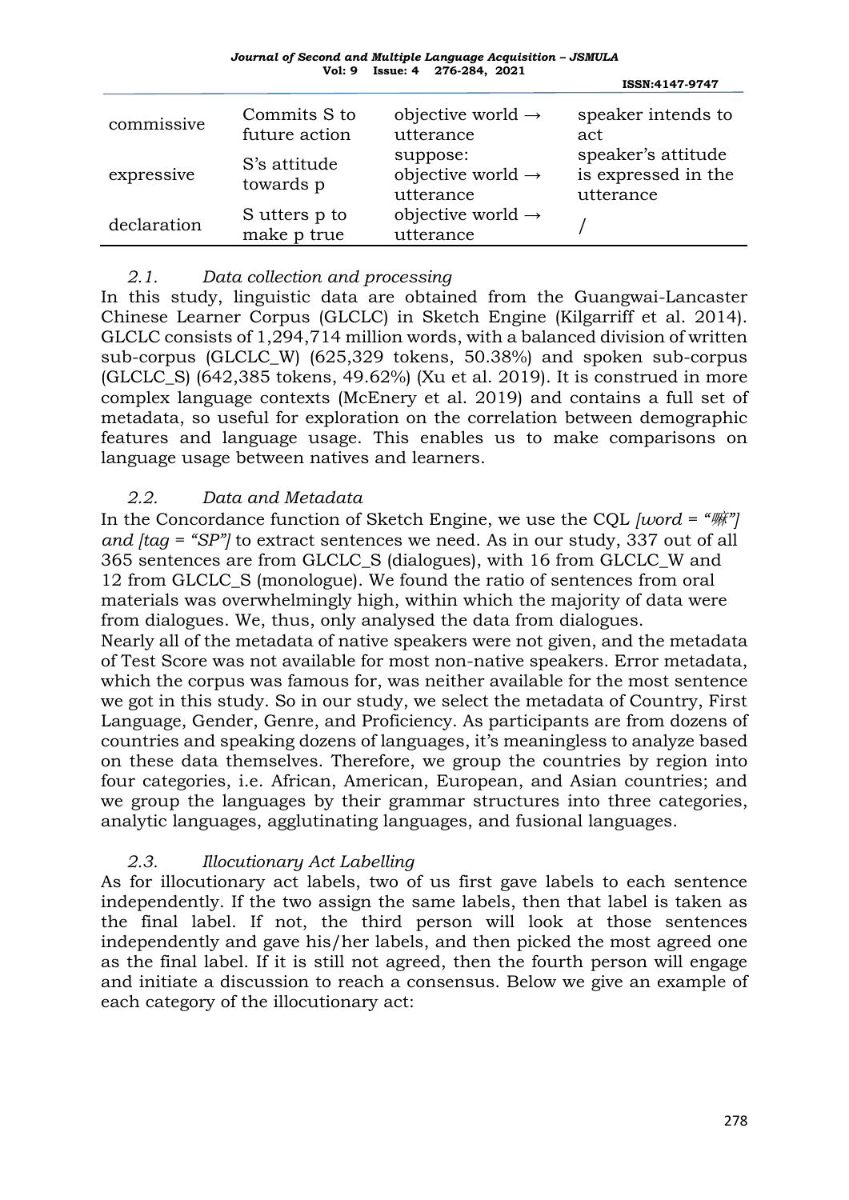| | | | |
|---|---|---|---|
| commissive | Commits S to future action | objective world → utterance | speaker intends to act |
| expressive | S's attitude towards p | suppose: objective world → utterance | speaker's attitude is expressed in the utterance |
| declaration | S utters p to make p true | objective world → utterance | / |

### *2.1. Data collection and processing*

In this study, linguistic data are obtained from the Guangwai-Lancaster Chinese Learner Corpus (GLCLC) in Sketch Engine (Kilgarriff et al. 2014). GLCLC consists of 1,294,714 million words, with a balanced division of written sub-corpus (GLCLC_W) (625,329 tokens, 50.38%) and spoken sub-corpus (GLCLC_S) (642,385 tokens, 49.62%) (Xu et al. 2019). It is construed in more complex language contexts (McEnery et al. 2019) and contains a full set of metadata, so useful for exploration on the correlation between demographic features and language usage. This enables us to make comparisons on language usage between natives and learners.

### *2.2. Data and Metadata*

In the Concordance function of Sketch Engine, we use the CQL *[word = "嘛"] and [tag = "SP"]* to extract sentences we need. As in our study, 337 out of all 365 sentences are from GLCLC_S (dialogues), with 16 from GLCLC_W and 12 from GLCLC_S (monologue). We found the ratio of sentences from oral materials was overwhelmingly high, within which the majority of data were from dialogues. We, thus, only analysed the data from dialogues.

Nearly all of the metadata of native speakers were not given, and the metadata of Test Score was not available for most non-native speakers. Error metadata, which the corpus was famous for, was neither available for the most sentence we got in this study. So in our study, we select the metadata of Country, First Language, Gender, Genre, and Proficiency. As participants are from dozens of countries and speaking dozens of languages, it's meaningless to analyze based on these data themselves. Therefore, we group the countries by region into four categories, i.e. African, American, European, and Asian countries; and we group the languages by their grammar structures into three categories, analytic languages, agglutinating languages, and fusional languages.

### *2.3. Illocutionary Act Labelling*

As for illocutionary act labels, two of us first gave labels to each sentence independently. If the two assign the same labels, then that label is taken as the final label. If not, the third person will look at those sentences independently and gave his/her labels, and then picked the most agreed one as the final label. If it is still not agreed, then the fourth person will engage and initiate a discussion to reach a consensus. Below we give an example of each category of the illocutionary act: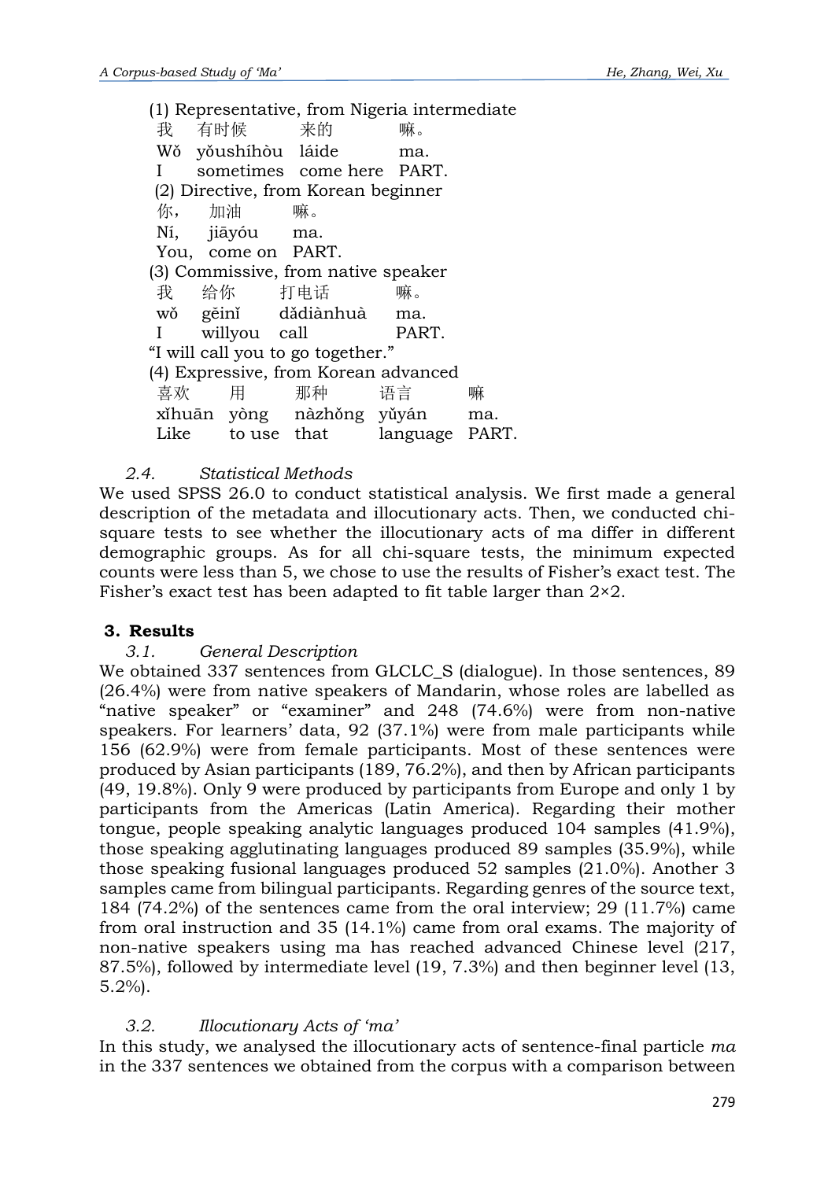(1) Representative, from Nigeria intermediate

| 我 | 有时候 | 来的 | 嘛。 |
|---|---|---|---|
| Wǒ | yǒushíhòu | láide | ma. |
| I | sometimes | come here | PART. |

(2) Directive, from Korean beginner

| 你， | 加油 | 嘛。 |
|---|---|---|
| Ní, | jiāyóu | ma. |
| You, | come on | PART. |

(3) Commissive, from native speaker

| 我 | 给你 | 打电话 | 嘛。 |
|---|---|---|---|
| wǒ | gěinǐ | dǎdiànhuà | ma. |
| I | willyou | call | PART. |

"I will call you to go together."

(4) Expressive, from Korean advanced

| 喜欢 | 用 | 那种 | 语言 | 嘛 |
|---|---|---|---|---|
| xǐhuān | yòng | nàzhǒng | yǔyán | ma. |
| Like | to use | that | language | PART. |

### *2.4. Statistical Methods*

We used SPSS 26.0 to conduct statistical analysis. We first made a general description of the metadata and illocutionary acts. Then, we conducted chi-square tests to see whether the illocutionary acts of ma differ in different demographic groups. As for all chi-square tests, the minimum expected counts were less than 5, we chose to use the results of Fisher's exact test. The Fisher's exact test has been adapted to fit table larger than 2×2.

## **3. Results**

### *3.1. General Description*

We obtained 337 sentences from GLCLC_S (dialogue). In those sentences, 89 (26.4%) were from native speakers of Mandarin, whose roles are labelled as "native speaker" or "examiner" and 248 (74.6%) were from non-native speakers. For learners' data, 92 (37.1%) were from male participants while 156 (62.9%) were from female participants. Most of these sentences were produced by Asian participants (189, 76.2%), and then by African participants (49, 19.8%). Only 9 were produced by participants from Europe and only 1 by participants from the Americas (Latin America). Regarding their mother tongue, people speaking analytic languages produced 104 samples (41.9%), those speaking agglutinating languages produced 89 samples (35.9%), while those speaking fusional languages produced 52 samples (21.0%). Another 3 samples came from bilingual participants. Regarding genres of the source text, 184 (74.2%) of the sentences came from the oral interview; 29 (11.7%) came from oral instruction and 35 (14.1%) came from oral exams. The majority of non-native speakers using ma has reached advanced Chinese level (217, 87.5%), followed by intermediate level (19, 7.3%) and then beginner level (13, 5.2%).

### *3.2. Illocutionary Acts of 'ma'*

In this study, we analysed the illocutionary acts of sentence-final particle *ma* in the 337 sentences we obtained from the corpus with a comparison between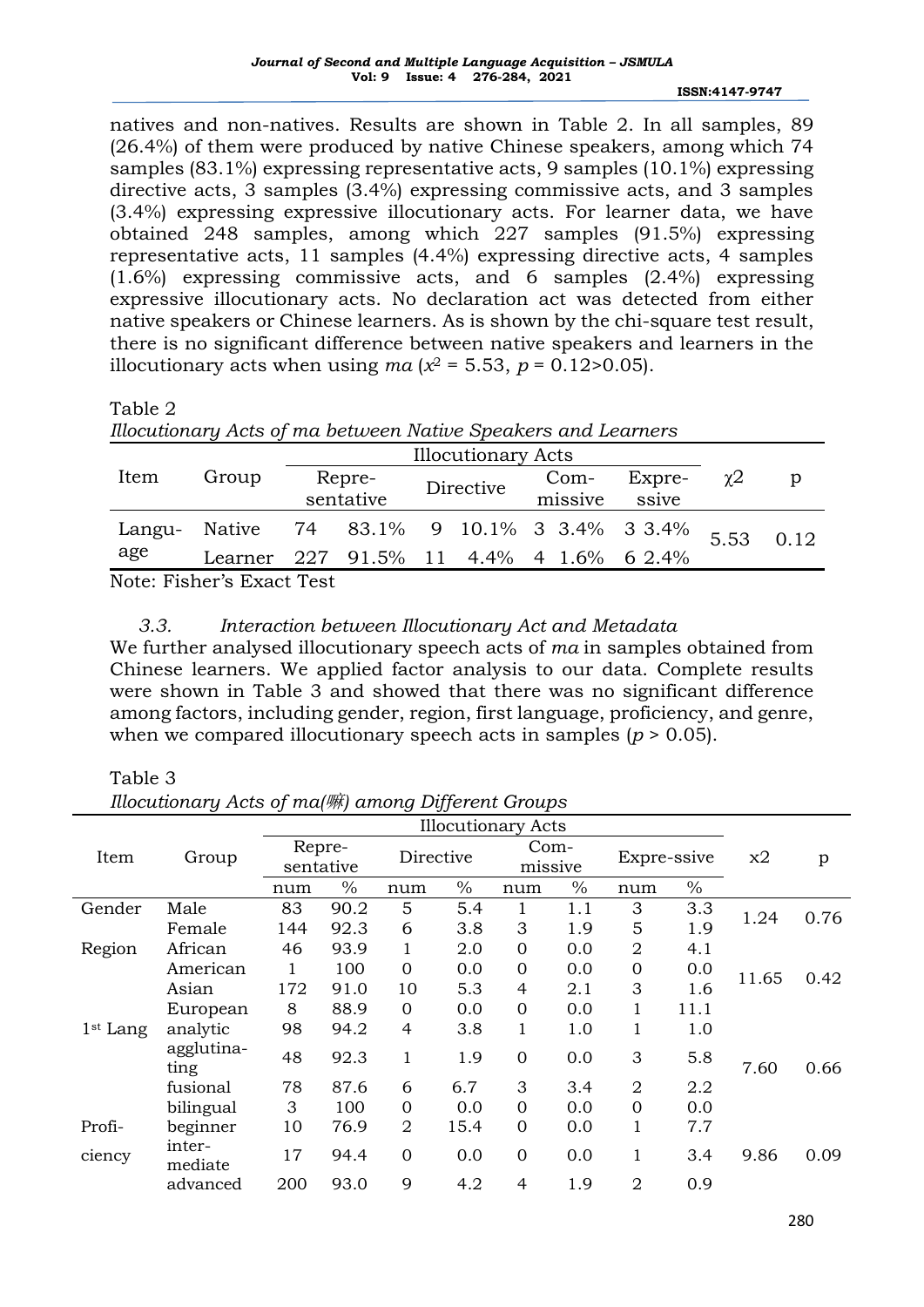natives and non-natives. Results are shown in Table 2. In all samples, 89 (26.4%) of them were produced by native Chinese speakers, among which 74 samples (83.1%) expressing representative acts, 9 samples (10.1%) expressing directive acts, 3 samples (3.4%) expressing commissive acts, and 3 samples (3.4%) expressing expressive illocutionary acts. For learner data, we have obtained 248 samples, among which 227 samples (91.5%) expressing representative acts, 11 samples (4.4%) expressing directive acts, 4 samples (1.6%) expressing commissive acts, and 6 samples (2.4%) expressing expressive illocutionary acts. No declaration act was detected from either native speakers or Chinese learners. As is shown by the chi-square test result, there is no significant difference between native speakers and learners in the illocutionary acts when using *ma* ($x^2$ = 5.53, $p$ = 0.12>0.05).

Table 2

*Illocutionary Acts of ma between Native Speakers and Learners*

| Item | Group | Illocutionary Acts | | | | | | | | $\chi 2$ | p |
|---|---|---|---|---|---|---|---|---|---|---|---|
| | | Repre-sentative | | Directive | | Com-missive | | Expre-ssive | | | |
| Langu-age | Native | 74 | 83.1% | 9 | 10.1% | 3 | 3.4% | 3 | 3.4% | 5.53 | 0.12 |
| | Learner | 227 | 91.5% | 11 | 4.4% | 4 | 1.6% | 6 | 2.4% | | |

Note: Fisher's Exact Test

### *3.3. Interaction between Illocutionary Act and Metadata*

We further analysed illocutionary speech acts of *ma* in samples obtained from Chinese learners. We applied factor analysis to our data. Complete results were shown in Table 3 and showed that there was no significant difference among factors, including gender, region, first language, proficiency, and genre, when we compared illocutionary speech acts in samples ($p$ > 0.05).

Table 3

*Illocutionary Acts of ma(嘛) among Different Groups*

| Item | Group | Illocutionary Acts | | | | | | | | x2 | p |
|---|---|---|---|---|---|---|---|---|---|---|---|
| | | Repre-sentative | | Directive | | Com-missive | | Expre-ssive | | | |
| | | num | % | num | % | num | % | num | % | | |
| Gender | Male | 83 | 90.2 | 5 | 5.4 | 1 | 1.1 | 3 | 3.3 | 1.24 | 0.76 |
| | Female | 144 | 92.3 | 6 | 3.8 | 3 | 1.9 | 5 | 1.9 | | |
| Region | African | 46 | 93.9 | 1 | 2.0 | 0 | 0.0 | 2 | 4.1 | 11.65 | 0.42 |
| | American | 1 | 100 | 0 | 0.0 | 0 | 0.0 | 0 | 0.0 | | |
| | Asian | 172 | 91.0 | 10 | 5.3 | 4 | 2.1 | 3 | 1.6 | | |
| | European | 8 | 88.9 | 0 | 0.0 | 0 | 0.0 | 1 | 11.1 | | |
| 1st Lang | analytic | 98 | 94.2 | 4 | 3.8 | 1 | 1.0 | 1 | 1.0 | 7.60 | 0.66 |
| | agglutina-ting | 48 | 92.3 | 1 | 1.9 | 0 | 0.0 | 3 | 5.8 | | |
| | fusional | 78 | 87.6 | 6 | 6.7 | 3 | 3.4 | 2 | 2.2 | | |
| | bilingual | 3 | 100 | 0 | 0.0 | 0 | 0.0 | 0 | 0.0 | | |
| Profi-ciency | beginner | 10 | 76.9 | 2 | 15.4 | 0 | 0.0 | 1 | 7.7 | 9.86 | 0.09 |
| | inter-mediate | 17 | 94.4 | 0 | 0.0 | 0 | 0.0 | 1 | 3.4 | | |
| | advanced | 200 | 93.0 | 9 | 4.2 | 4 | 1.9 | 2 | 0.9 | | |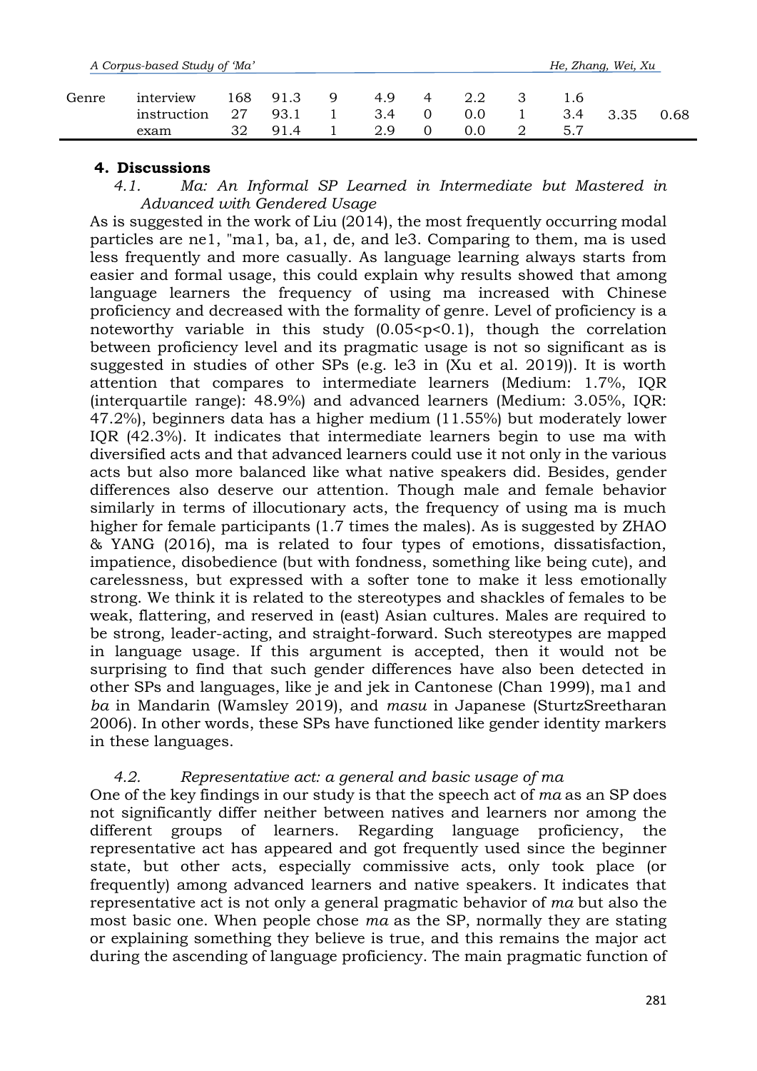| Genre | interview | 168 | 91.3 | 9 | 4.9 | 4 | 2.2 | 3 | 1.6 | | |
|---|---|---|---|---|---|---|---|---|---|---|---|
| | instruction | 27 | 93.1 | 1 | 3.4 | 0 | 0.0 | 1 | 3.4 | 3.35 | 0.68 |
| | exam | 32 | 91.4 | 1 | 2.9 | 0 | 0.0 | 2 | 5.7 | | |

## 4. Discussions

### *4.1. Ma: An Informal SP Learned in Intermediate but Mastered in Advanced with Gendered Usage*

As is suggested in the work of Liu (2014), the most frequently occurring modal particles are ne1, "ma1, ba, a1, de, and le3. Comparing to them, ma is used less frequently and more casually. As language learning always starts from easier and formal usage, this could explain why results showed that among language learners the frequency of using ma increased with Chinese proficiency and decreased with the formality of genre. Level of proficiency is a noteworthy variable in this study ($0.05<p<0.1$), though the correlation between proficiency level and its pragmatic usage is not so significant as is suggested in studies of other SPs (e.g. le3 in (Xu et al. 2019)). It is worth attention that compares to intermediate learners (Medium: 1.7%, IQR (interquartile range): 48.9%) and advanced learners (Medium: 3.05%, IQR: 47.2%), beginners data has a higher medium (11.55%) but moderately lower IQR (42.3%). It indicates that intermediate learners begin to use ma with diversified acts and that advanced learners could use it not only in the various acts but also more balanced like what native speakers did. Besides, gender differences also deserve our attention. Though male and female behavior similarly in terms of illocutionary acts, the frequency of using ma is much higher for female participants (1.7 times the males). As is suggested by ZHAO & YANG (2016), ma is related to four types of emotions, dissatisfaction, impatience, disobedience (but with fondness, something like being cute), and carelessness, but expressed with a softer tone to make it less emotionally strong. We think it is related to the stereotypes and shackles of females to be weak, flattering, and reserved in (east) Asian cultures. Males are required to be strong, leader-acting, and straight-forward. Such stereotypes are mapped in language usage. If this argument is accepted, then it would not be surprising to find that such gender differences have also been detected in other SPs and languages, like je and jek in Cantonese (Chan 1999), ma1 and *ba* in Mandarin (Wamsley 2019), and *masu* in Japanese (SturtzSreetharan 2006). In other words, these SPs have functioned like gender identity markers in these languages.

### *4.2. Representative act: a general and basic usage of ma*

One of the key findings in our study is that the speech act of *ma* as an SP does not significantly differ neither between natives and learners nor among the different groups of learners. Regarding language proficiency, the representative act has appeared and got frequently used since the beginner state, but other acts, especially commissive acts, only took place (or frequently) among advanced learners and native speakers. It indicates that representative act is not only a general pragmatic behavior of *ma* but also the most basic one. When people chose *ma* as the SP, normally they are stating or explaining something they believe is true, and this remains the major act during the ascending of language proficiency. The main pragmatic function of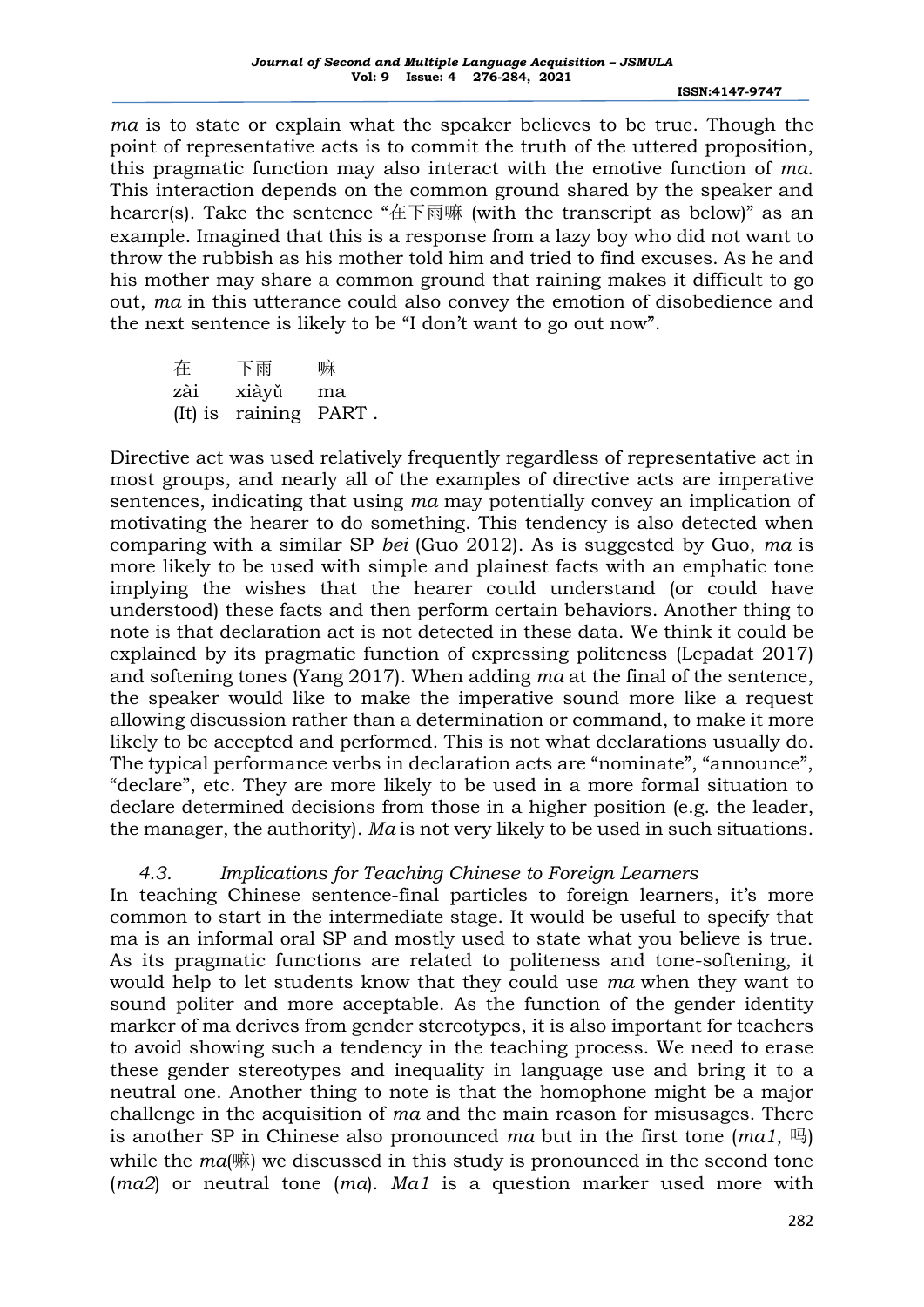*ma* is to state or explain what the speaker believes to be true. Though the point of representative acts is to commit the truth of the uttered proposition, this pragmatic function may also interact with the emotive function of *ma*. This interaction depends on the common ground shared by the speaker and hearer(s). Take the sentence "在下雨嘛 (with the transcript as below)" as an example. Imagined that this is a response from a lazy boy who did not want to throw the rubbish as his mother told him and tried to find excuses. As he and his mother may share a common ground that raining makes it difficult to go out, *ma* in this utterance could also convey the emotion of disobedience and the next sentence is likely to be "I don't want to go out now".

| 在 | 下雨 | 嘛 |
|---|---|---|
| zài | xiàyǔ | ma |
| (It) is | raining | PART . |

Directive act was used relatively frequently regardless of representative act in most groups, and nearly all of the examples of directive acts are imperative sentences, indicating that using *ma* may potentially convey an implication of motivating the hearer to do something. This tendency is also detected when comparing with a similar SP *bei* (Guo 2012). As is suggested by Guo, *ma* is more likely to be used with simple and plainest facts with an emphatic tone implying the wishes that the hearer could understand (or could have understood) these facts and then perform certain behaviors. Another thing to note is that declaration act is not detected in these data. We think it could be explained by its pragmatic function of expressing politeness (Lepadat 2017) and softening tones (Yang 2017). When adding *ma* at the final of the sentence, the speaker would like to make the imperative sound more like a request allowing discussion rather than a determination or command, to make it more likely to be accepted and performed. This is not what declarations usually do. The typical performance verbs in declaration acts are "nominate", "announce", "declare", etc. They are more likely to be used in a more formal situation to declare determined decisions from those in a higher position (e.g. the leader, the manager, the authority). *Ma* is not very likely to be used in such situations.

### *4.3. Implications for Teaching Chinese to Foreign Learners*

In teaching Chinese sentence-final particles to foreign learners, it's more common to start in the intermediate stage. It would be useful to specify that ma is an informal oral SP and mostly used to state what you believe is true. As its pragmatic functions are related to politeness and tone-softening, it would help to let students know that they could use *ma* when they want to sound politer and more acceptable. As the function of the gender identity marker of ma derives from gender stereotypes, it is also important for teachers to avoid showing such a tendency in the teaching process. We need to erase these gender stereotypes and inequality in language use and bring it to a neutral one. Another thing to note is that the homophone might be a major challenge in the acquisition of *ma* and the main reason for misusages. There is another SP in Chinese also pronounced *ma* but in the first tone (*ma1*, 吗) while the *ma*(嘛) we discussed in this study is pronounced in the second tone (*ma2*) or neutral tone (*ma*). *Ma1* is a question marker used more with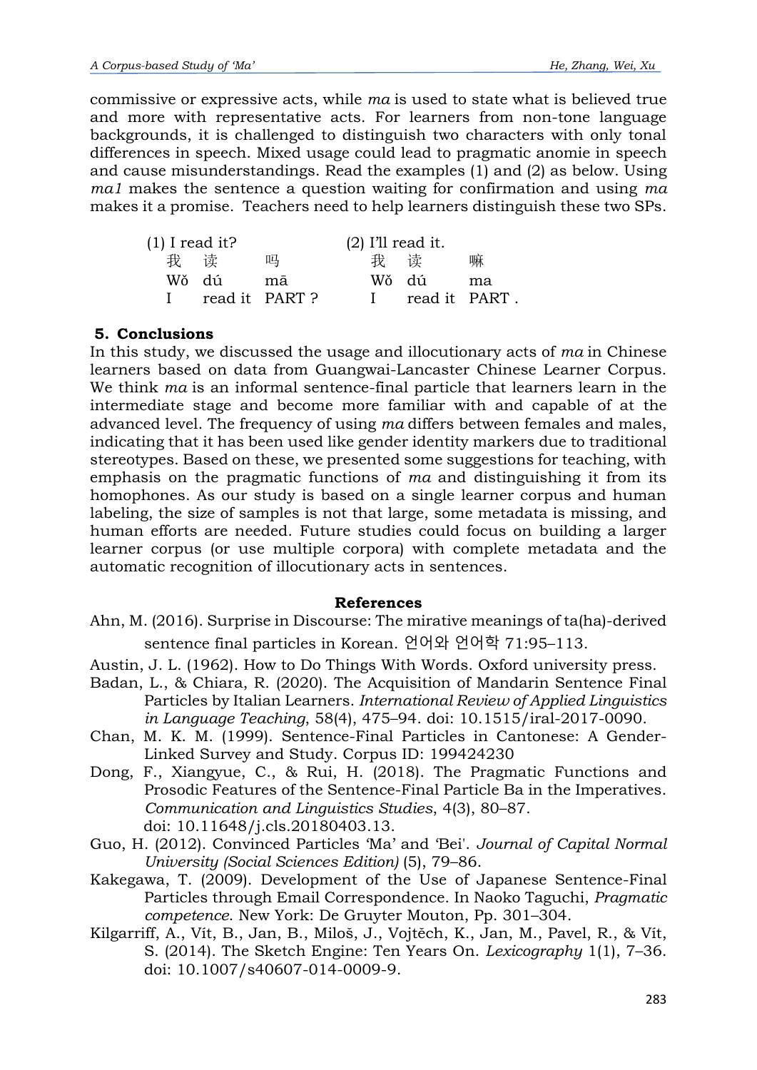commissive or expressive acts, while *ma* is used to state what is believed true and more with representative acts. For learners from non-tone language backgrounds, it is challenged to distinguish two characters with only tonal differences in speech. Mixed usage could lead to pragmatic anomie in speech and cause misunderstandings. Read the examples (1) and (2) as below. Using *ma1* makes the sentence a question waiting for confirmation and using *ma* makes it a promise. Teachers need to help learners distinguish these two SPs.

| (1) I read it? | | | (2) I'll read it. | | |
|---|---|---|---|---|---|
| 我 | 读 | 吗 | 我 | 读 | 嘛 |
| Wǒ | dú | mā | Wǒ | dú | ma |
| I | read it | PART ? | I | read it | PART . |

## 5. Conclusions

In this study, we discussed the usage and illocutionary acts of *ma* in Chinese learners based on data from Guangwai-Lancaster Chinese Learner Corpus. We think *ma* is an informal sentence-final particle that learners learn in the intermediate stage and become more familiar with and capable of at the advanced level. The frequency of using *ma* differs between females and males, indicating that it has been used like gender identity markers due to traditional stereotypes. Based on these, we presented some suggestions for teaching, with emphasis on the pragmatic functions of *ma* and distinguishing it from its homophones. As our study is based on a single learner corpus and human labeling, the size of samples is not that large, some metadata is missing, and human efforts are needed. Future studies could focus on building a larger learner corpus (or use multiple corpora) with complete metadata and the automatic recognition of illocutionary acts in sentences.

## References

Ahn, M. (2016). Surprise in Discourse: The mirative meanings of ta(ha)-derived sentence final particles in Korean. 언어와 언어학 71:95–113.

Austin, J. L. (1962). How to Do Things With Words. Oxford university press.

Badan, L., & Chiara, R. (2020). The Acquisition of Mandarin Sentence Final Particles by Italian Learners. *International Review of Applied Linguistics in Language Teaching*, 58(4), 475–94. doi: 10.1515/iral-2017-0090.

Chan, M. K. M. (1999). Sentence-Final Particles in Cantonese: A Gender-Linked Survey and Study. Corpus ID: 199424230

Dong, F., Xiangyue, C., & Rui, H. (2018). The Pragmatic Functions and Prosodic Features of the Sentence-Final Particle Ba in the Imperatives. *Communication and Linguistics Studies*, 4(3), 80–87. doi: 10.11648/j.cls.20180403.13.

Guo, H. (2012). Convinced Particles 'Ma' and 'Bei'. *Journal of Capital Normal University (Social Sciences Edition)* (5), 79–86.

Kakegawa, T. (2009). Development of the Use of Japanese Sentence-Final Particles through Email Correspondence. In Naoko Taguchi, *Pragmatic competence*. New York: De Gruyter Mouton, Pp. 301–304.

Kilgarriff, A., Vít, B., Jan, B., Miloš, J., Vojtěch, K., Jan, M., Pavel, R., & Vít, S. (2014). The Sketch Engine: Ten Years On. *Lexicography* 1(1), 7–36. doi: 10.1007/s40607-014-0009-9.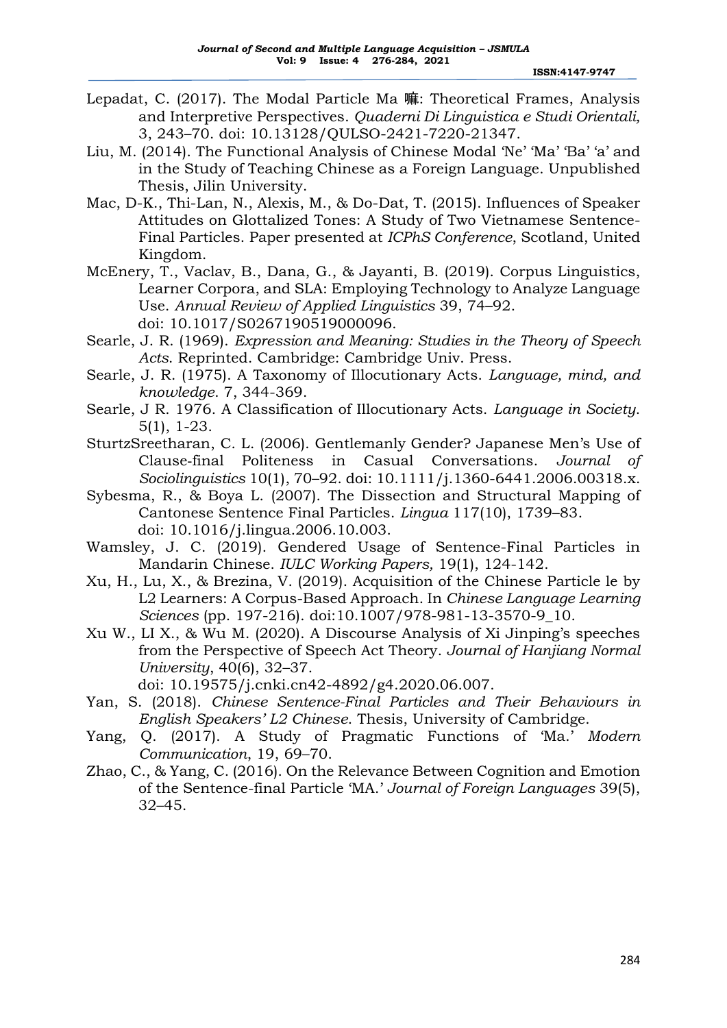Lepadat, C. (2017). The Modal Particle Ma 嘛: Theoretical Frames, Analysis and Interpretive Perspectives. *Quaderni Di Linguistica e Studi Orientali,* 3, 243–70. doi: 10.13128/QULSO-2421-7220-21347.

Liu, M. (2014). The Functional Analysis of Chinese Modal 'Ne' 'Ma' 'Ba' 'a' and in the Study of Teaching Chinese as a Foreign Language. Unpublished Thesis, Jilin University.

Mac, D-K., Thi-Lan, N., Alexis, M., & Do-Dat, T. (2015). Influences of Speaker Attitudes on Glottalized Tones: A Study of Two Vietnamese Sentence-Final Particles. Paper presented at *ICPhS Conference*, Scotland, United Kingdom.

McEnery, T., Vaclav, B., Dana, G., & Jayanti, B. (2019). Corpus Linguistics, Learner Corpora, and SLA: Employing Technology to Analyze Language Use. *Annual Review of Applied Linguistics* 39, 74–92. doi: 10.1017/S0267190519000096.

Searle, J. R. (1969). *Expression and Meaning: Studies in the Theory of Speech Acts*. Reprinted. Cambridge: Cambridge Univ. Press.

Searle, J. R. (1975). A Taxonomy of Illocutionary Acts. *Language, mind, and knowledge*. 7, 344-369.

Searle, J R. 1976. A Classification of Illocutionary Acts. *Language in Society*. 5(1), 1-23.

SturtzSreetharan, C. L. (2006). Gentlemanly Gender? Japanese Men's Use of Clause-final Politeness in Casual Conversations. *Journal of Sociolinguistics* 10(1), 70–92. doi: 10.1111/j.1360-6441.2006.00318.x.

Sybesma, R., & Boya L. (2007). The Dissection and Structural Mapping of Cantonese Sentence Final Particles. *Lingua* 117(10), 1739–83. doi: 10.1016/j.lingua.2006.10.003.

Wamsley, J. C. (2019). Gendered Usage of Sentence-Final Particles in Mandarin Chinese. *IULC Working Papers,* 19(1), 124-142.

Xu, H., Lu, X., & Brezina, V. (2019). Acquisition of the Chinese Particle le by L2 Learners: A Corpus-Based Approach. In *Chinese Language Learning Sciences* (pp. 197-216). doi:10.1007/978-981-13-3570-9_10.

Xu W., LI X., & Wu M. (2020). A Discourse Analysis of Xi Jinping's speeches from the Perspective of Speech Act Theory. *Journal of Hanjiang Normal University*, 40(6), 32–37. doi: 10.19575/j.cnki.cn42-4892/g4.2020.06.007.

Yan, S. (2018). *Chinese Sentence-Final Particles and Their Behaviours in English Speakers' L2 Chinese*. Thesis, University of Cambridge.

Yang, Q. (2017). A Study of Pragmatic Functions of 'Ma.' *Modern Communication*, 19, 69–70.

Zhao, C., & Yang, C. (2016). On the Relevance Between Cognition and Emotion of the Sentence-final Particle 'MA.' *Journal of Foreign Languages* 39(5), 32–45.